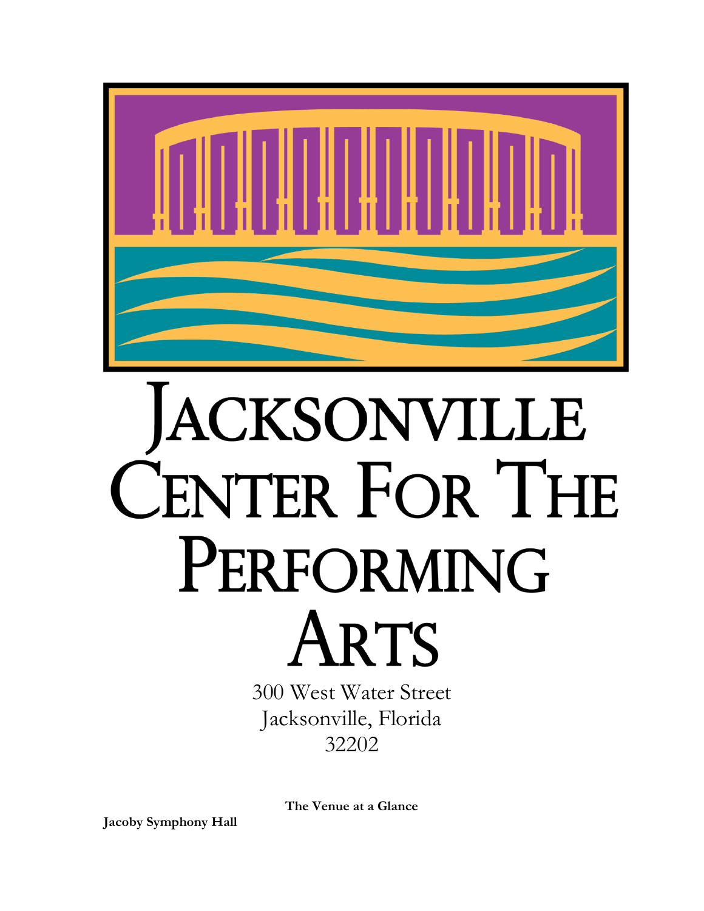# Jacksonville Center For The Performing Arts

300 West Water Street
Jacksonville, Florida
32202

**The Venue at a Glance**

**Jacoby Symphony Hall**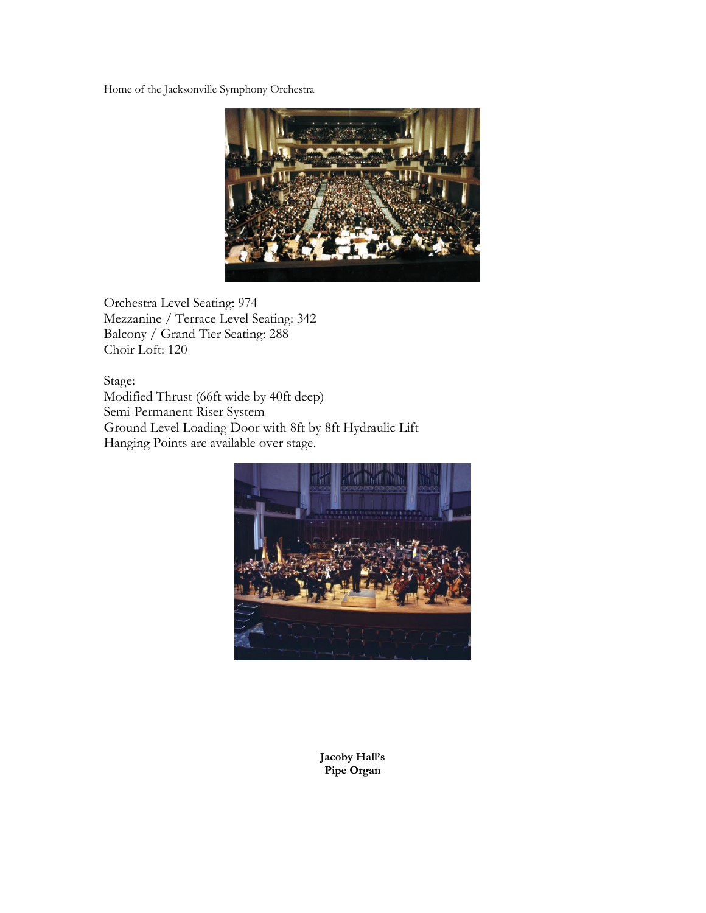Home of the Jacksonville Symphony Orchestra

Orchestra Level Seating: 974
Mezzanine / Terrace Level Seating: 342
Balcony / Grand Tier Seating: 288
Choir Loft: 120

Stage:
Modified Thrust (66ft wide by 40ft deep)
Semi-Permanent Riser System
Ground Level Loading Door with 8ft by 8ft Hydraulic Lift
Hanging Points are available over stage.

**Jacoby Hall's Pipe Organ**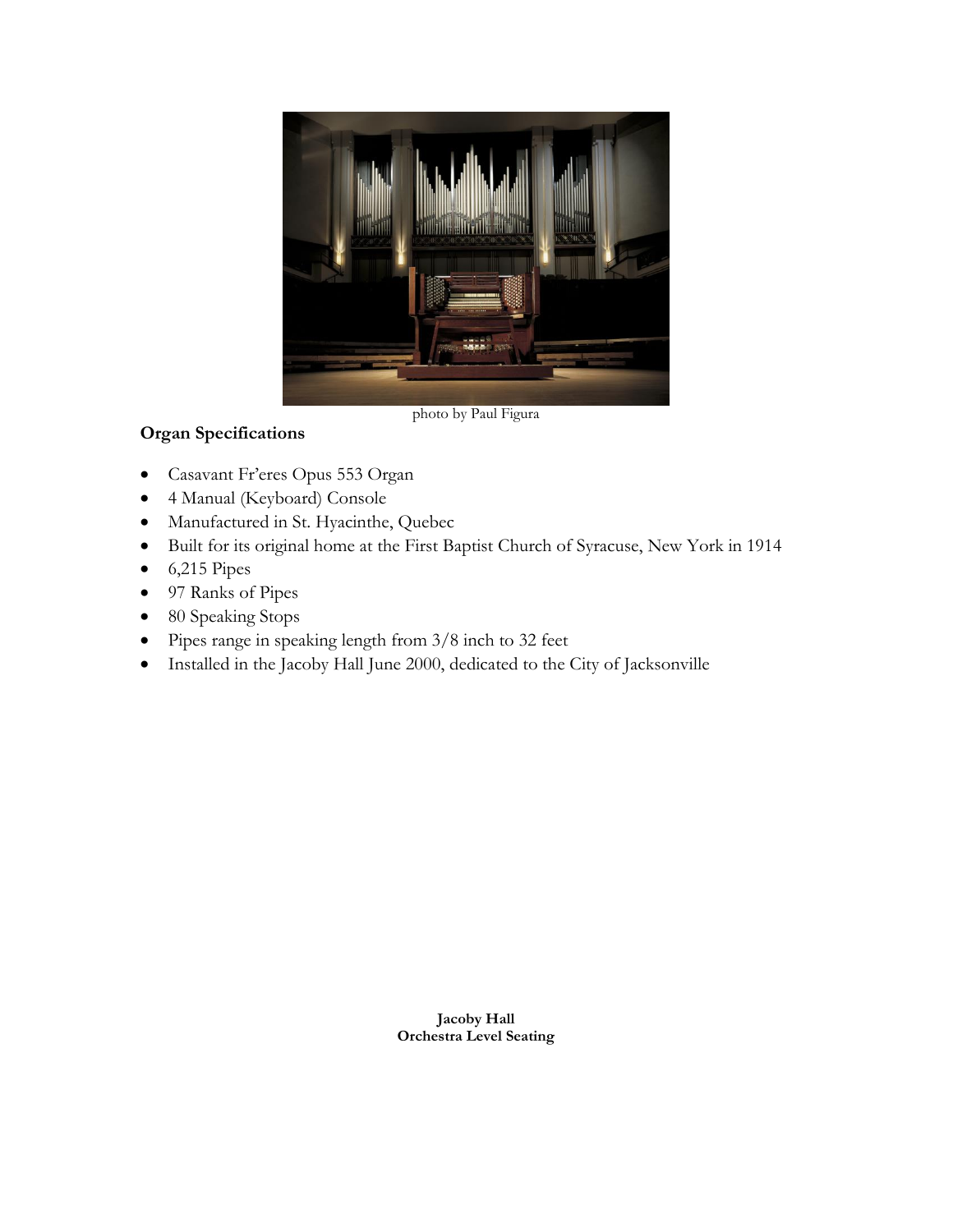photo by Paul Figura

**Organ Specifications**

- Casavant Fr'eres Opus 553 Organ
- 4 Manual (Keyboard) Console
- Manufactured in St. Hyacinthe, Quebec
- Built for its original home at the First Baptist Church of Syracuse, New York in 1914
- 6,215 Pipes
- 97 Ranks of Pipes
- 80 Speaking Stops
- Pipes range in speaking length from 3/8 inch to 32 feet
- Installed in the Jacoby Hall June 2000, dedicated to the City of Jacksonville

**Jacoby Hall**
**Orchestra Level Seating**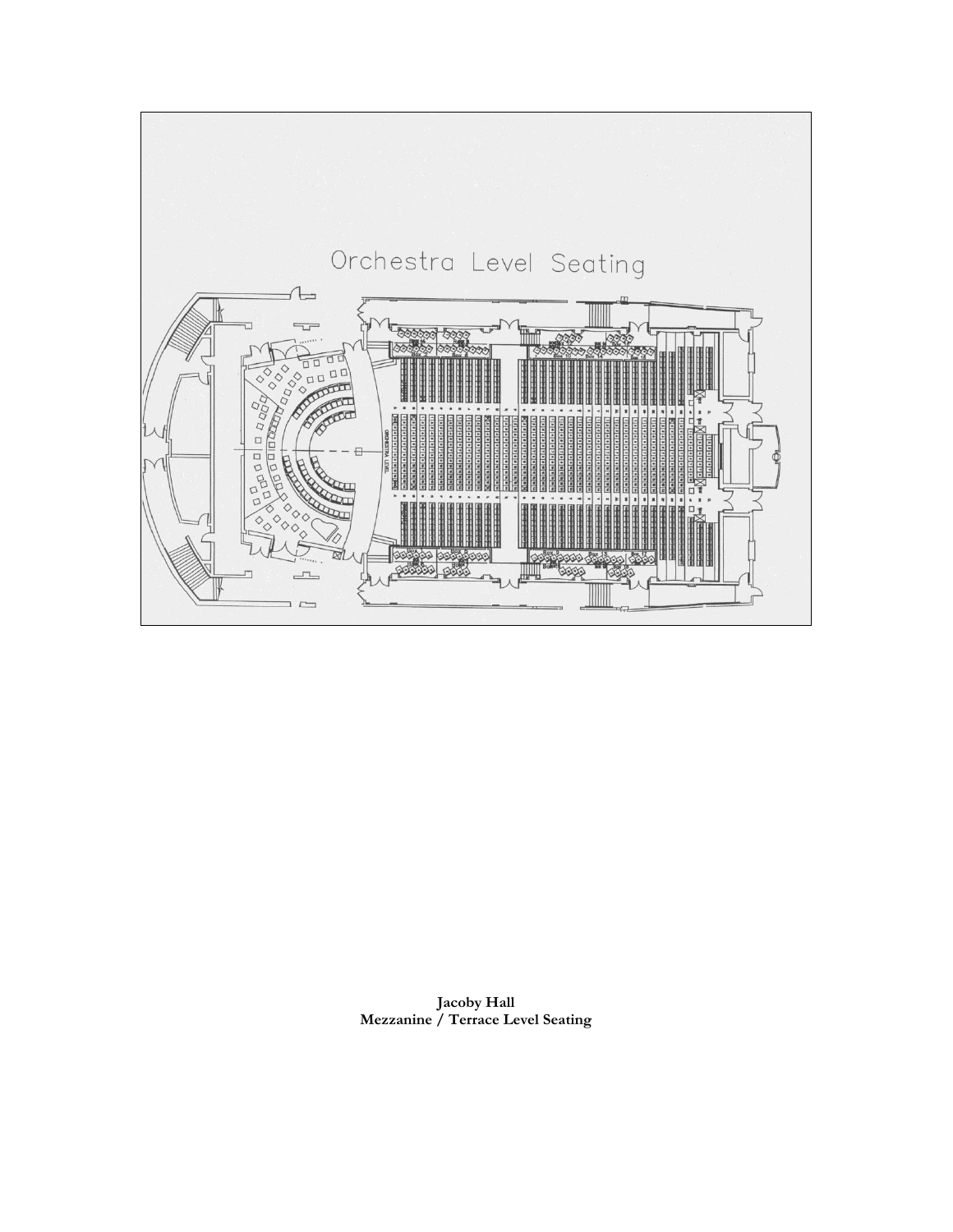Orchestra Level Seating

**Jacoby Hall**
**Mezzanine / Terrace Level Seating**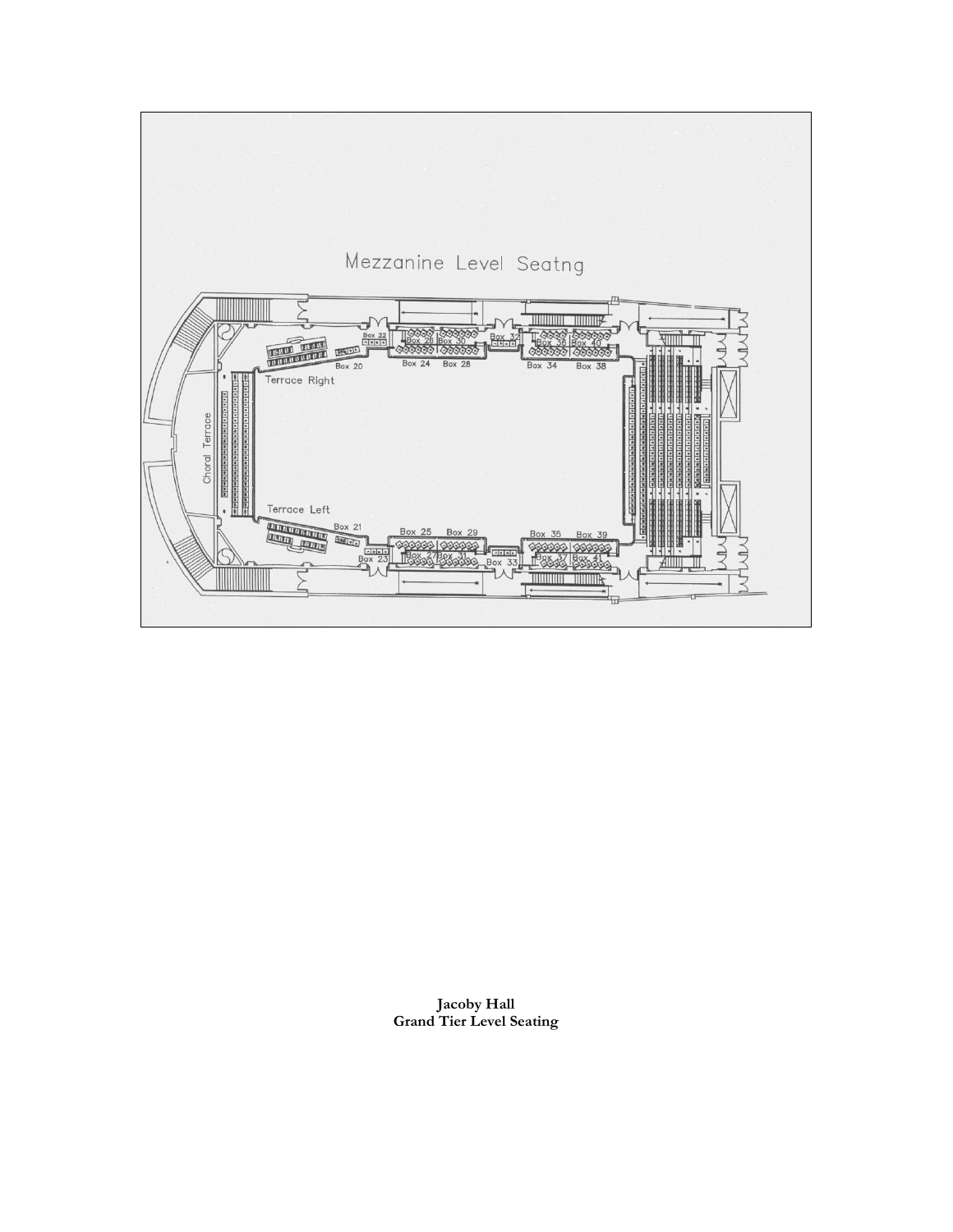Mezzanine Level Seatng

Box 22 Box 26 Box 30 Box 32 Box 36 Box 40

Box 20 Box 24 Box 28 Box 34 Box 38

Terrace Right

Choral Terrace

Terrace Left

Box 21 Box 25 Box 29 Box 35 Box 39

Box 23 Box 27 Box 31 Box 33 Box 37 Box 41

**Jacoby Hall**
**Grand Tier Level Seating**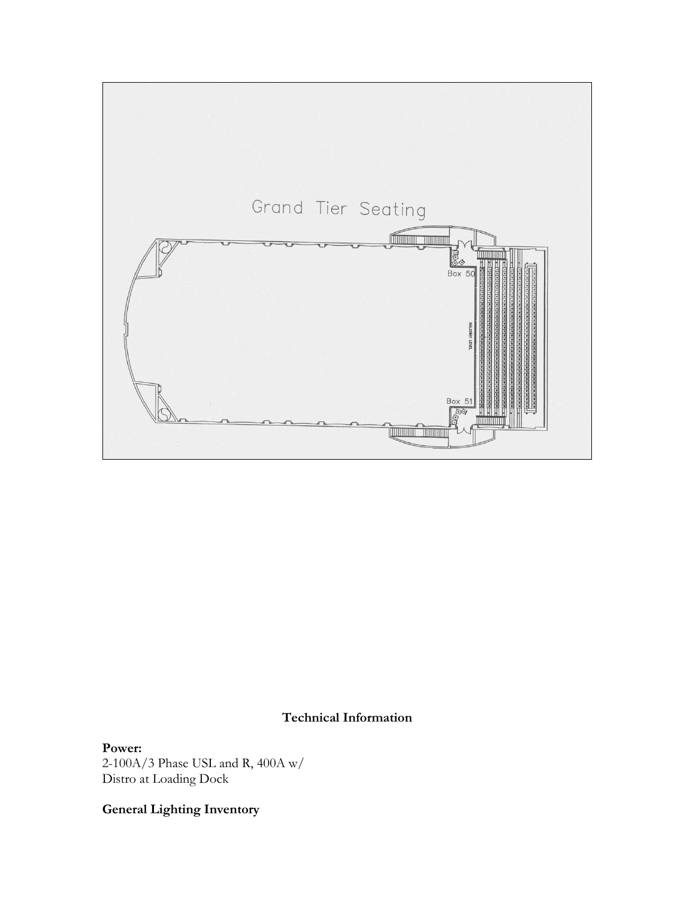Grand Tier Seating

Box 50

Box 51

BALCONY LEVEL

## Technical Information

**Power:**
2-100A/3 Phase USL and R, 400A w/
Distro at Loading Dock

**General Lighting Inventory**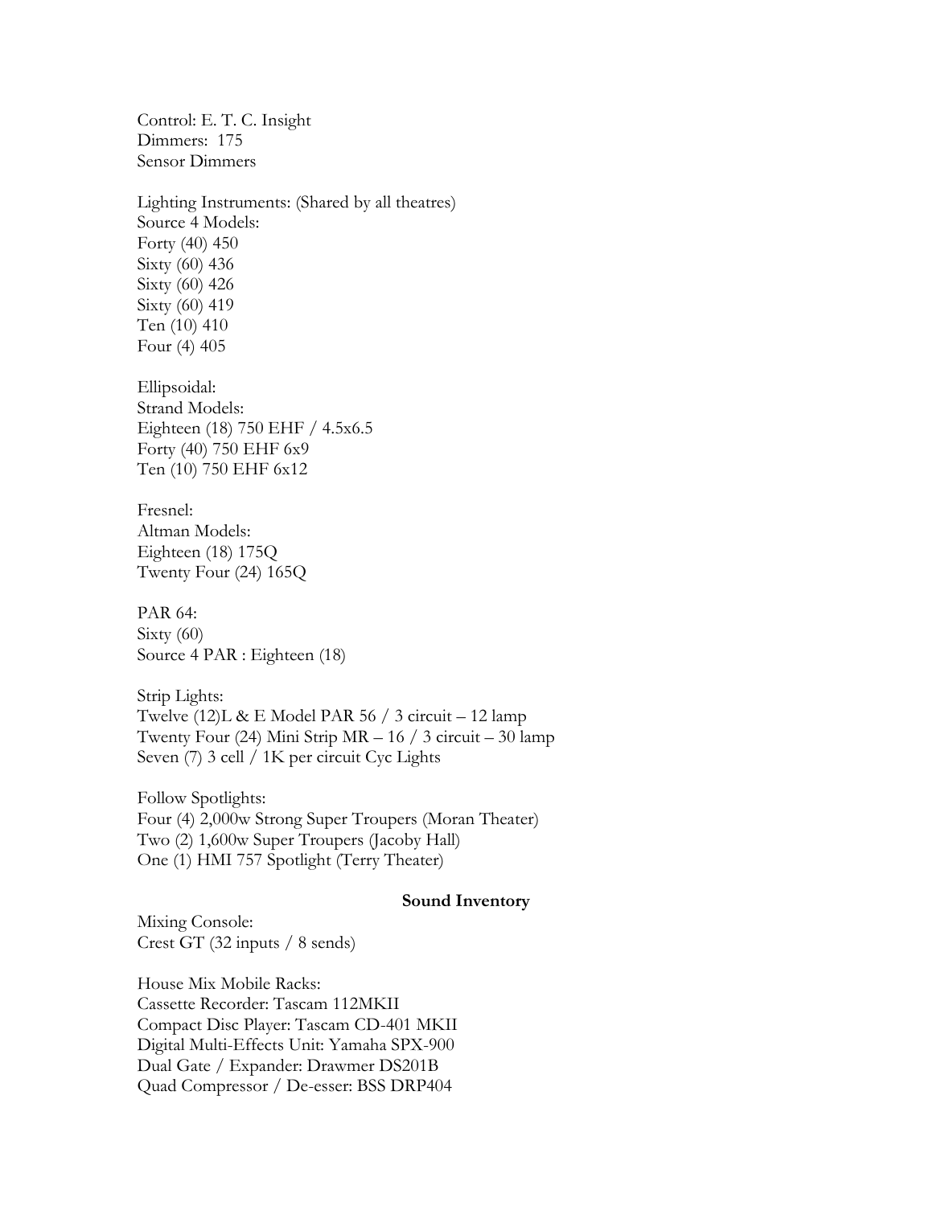Control: E. T. C. Insight
Dimmers: 175
Sensor Dimmers

Lighting Instruments: (Shared by all theatres)
Source 4 Models:
Forty (40) 450
Sixty (60) 436
Sixty (60) 426
Sixty (60) 419
Ten (10) 410
Four (4) 405

Ellipsoidal:
Strand Models:
Eighteen (18) 750 EHF / 4.5x6.5
Forty (40) 750 EHF 6x9
Ten (10) 750 EHF 6x12

Fresnel:
Altman Models:
Eighteen (18) 175Q
Twenty Four (24) 165Q

PAR 64:
Sixty (60)
Source 4 PAR : Eighteen (18)

Strip Lights:
Twelve (12)L & E Model PAR 56 / 3 circuit – 12 lamp
Twenty Four (24) Mini Strip MR – 16 / 3 circuit – 30 lamp
Seven (7) 3 cell / 1K per circuit Cyc Lights

Follow Spotlights:
Four (4) 2,000w Strong Super Troupers (Moran Theater)
Two (2) 1,600w Super Troupers (Jacoby Hall)
One (1) HMI 757 Spotlight (Terry Theater)

**Sound Inventory**

Mixing Console:
Crest GT (32 inputs / 8 sends)

House Mix Mobile Racks:
Cassette Recorder: Tascam 112MKII
Compact Disc Player: Tascam CD-401 MKII
Digital Multi-Effects Unit: Yamaha SPX-900
Dual Gate / Expander: Drawmer DS201B
Quad Compressor / De-esser: BSS DRP404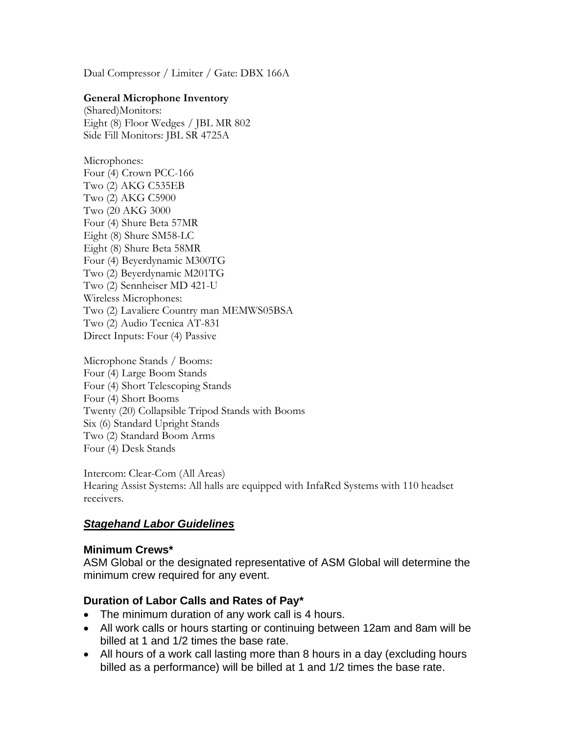Dual Compressor / Limiter / Gate: DBX 166A

**General Microphone Inventory**
(Shared)Monitors:
Eight (8) Floor Wedges / JBL MR 802
Side Fill Monitors: JBL SR 4725A

Microphones:
Four (4) Crown PCC-166
Two (2) AKG C535EB
Two (2) AKG C5900
Two (20 AKG 3000
Four (4) Shure Beta 57MR
Eight (8) Shure SM58-LC
Eight (8) Shure Beta 58MR
Four (4) Beyerdynamic M300TG
Two (2) Beyerdynamic M201TG
Two (2) Sennheiser MD 421-U
Wireless Microphones:
Two (2) Lavaliere Country man MEMWS05BSA
Two (2) Audio Tecnica AT-831
Direct Inputs: Four (4) Passive

Microphone Stands / Booms:
Four (4) Large Boom Stands
Four (4) Short Telescoping Stands
Four (4) Short Booms
Twenty (20) Collapsible Tripod Stands with Booms
Six (6) Standard Upright Stands
Two (2) Standard Boom Arms
Four (4) Desk Stands

Intercom: Clear-Com (All Areas)
Hearing Assist Systems: All halls are equipped with InfaRed Systems with 110 headset receivers.

## ***Stagehand Labor Guidelines***

### Minimum Crews*

ASM Global or the designated representative of ASM Global will determine the minimum crew required for any event.

### Duration of Labor Calls and Rates of Pay*

- The minimum duration of any work call is 4 hours.
- All work calls or hours starting or continuing between 12am and 8am will be billed at 1 and 1/2 times the base rate.
- All hours of a work call lasting more than 8 hours in a day (excluding hours billed as a performance) will be billed at 1 and 1/2 times the base rate.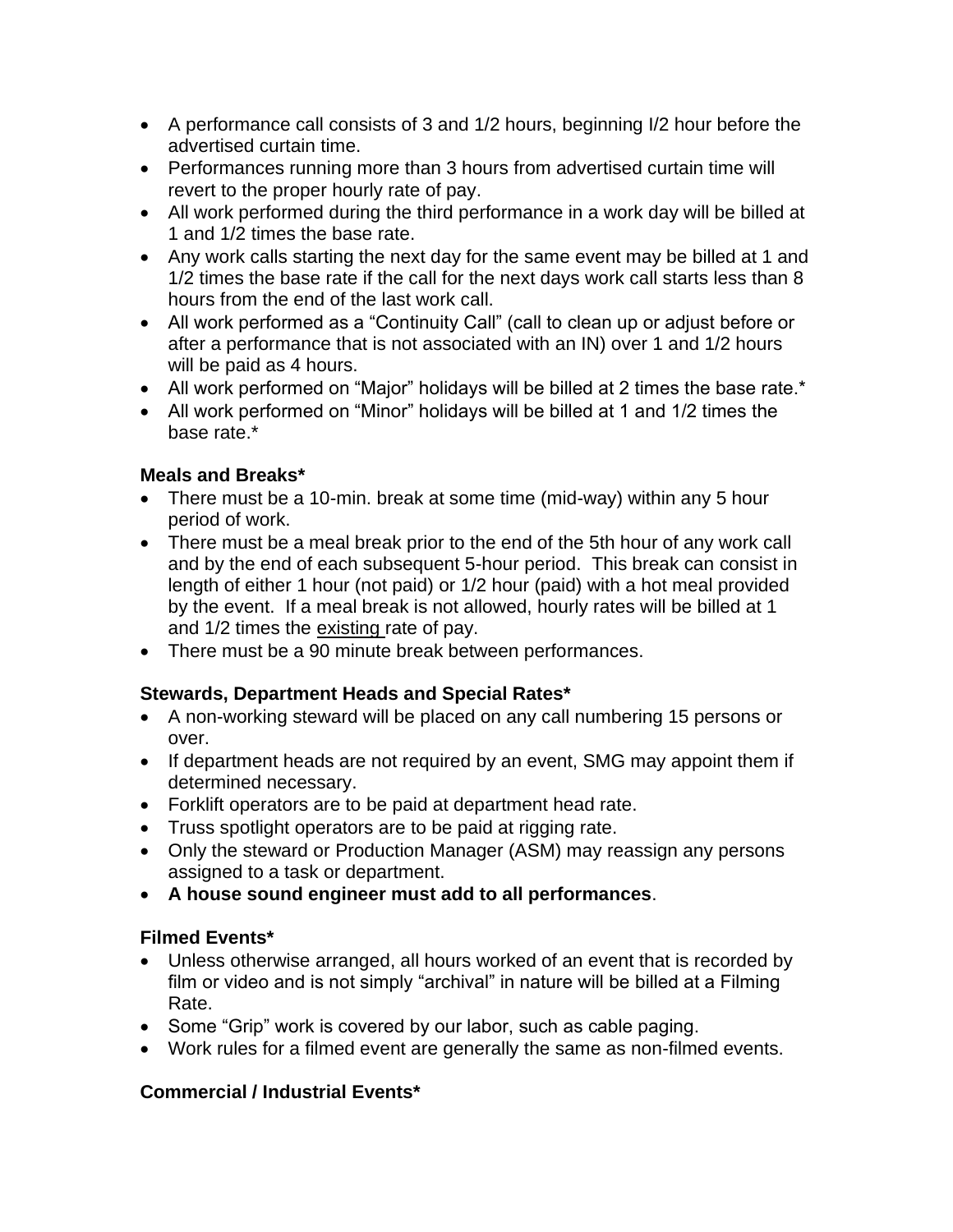- A performance call consists of 3 and 1/2 hours, beginning I/2 hour before the advertised curtain time.
- Performances running more than 3 hours from advertised curtain time will revert to the proper hourly rate of pay.
- All work performed during the third performance in a work day will be billed at 1 and 1/2 times the base rate.
- Any work calls starting the next day for the same event may be billed at 1 and 1/2 times the base rate if the call for the next days work call starts less than 8 hours from the end of the last work call.
- All work performed as a "Continuity Call" (call to clean up or adjust before or after a performance that is not associated with an IN) over 1 and 1/2 hours will be paid as 4 hours.
- All work performed on "Major" holidays will be billed at 2 times the base rate.*
- All work performed on "Minor" holidays will be billed at 1 and 1/2 times the base rate.*

### Meals and Breaks*

- There must be a 10-min. break at some time (mid-way) within any 5 hour period of work.
- There must be a meal break prior to the end of the 5th hour of any work call and by the end of each subsequent 5-hour period. This break can consist in length of either 1 hour (not paid) or 1/2 hour (paid) with a hot meal provided by the event. If a meal break is not allowed, hourly rates will be billed at 1 and 1/2 times the existing rate of pay.
- There must be a 90 minute break between performances.

### Stewards, Department Heads and Special Rates*

- A non-working steward will be placed on any call numbering 15 persons or over.
- If department heads are not required by an event, SMG may appoint them if determined necessary.
- Forklift operators are to be paid at department head rate.
- Truss spotlight operators are to be paid at rigging rate.
- Only the steward or Production Manager (ASM) may reassign any persons assigned to a task or department.
- **A house sound engineer must add to all performances**.

### Filmed Events*

- Unless otherwise arranged, all hours worked of an event that is recorded by film or video and is not simply "archival" in nature will be billed at a Filming Rate.
- Some "Grip" work is covered by our labor, such as cable paging.
- Work rules for a filmed event are generally the same as non-filmed events.

### Commercial / Industrial Events*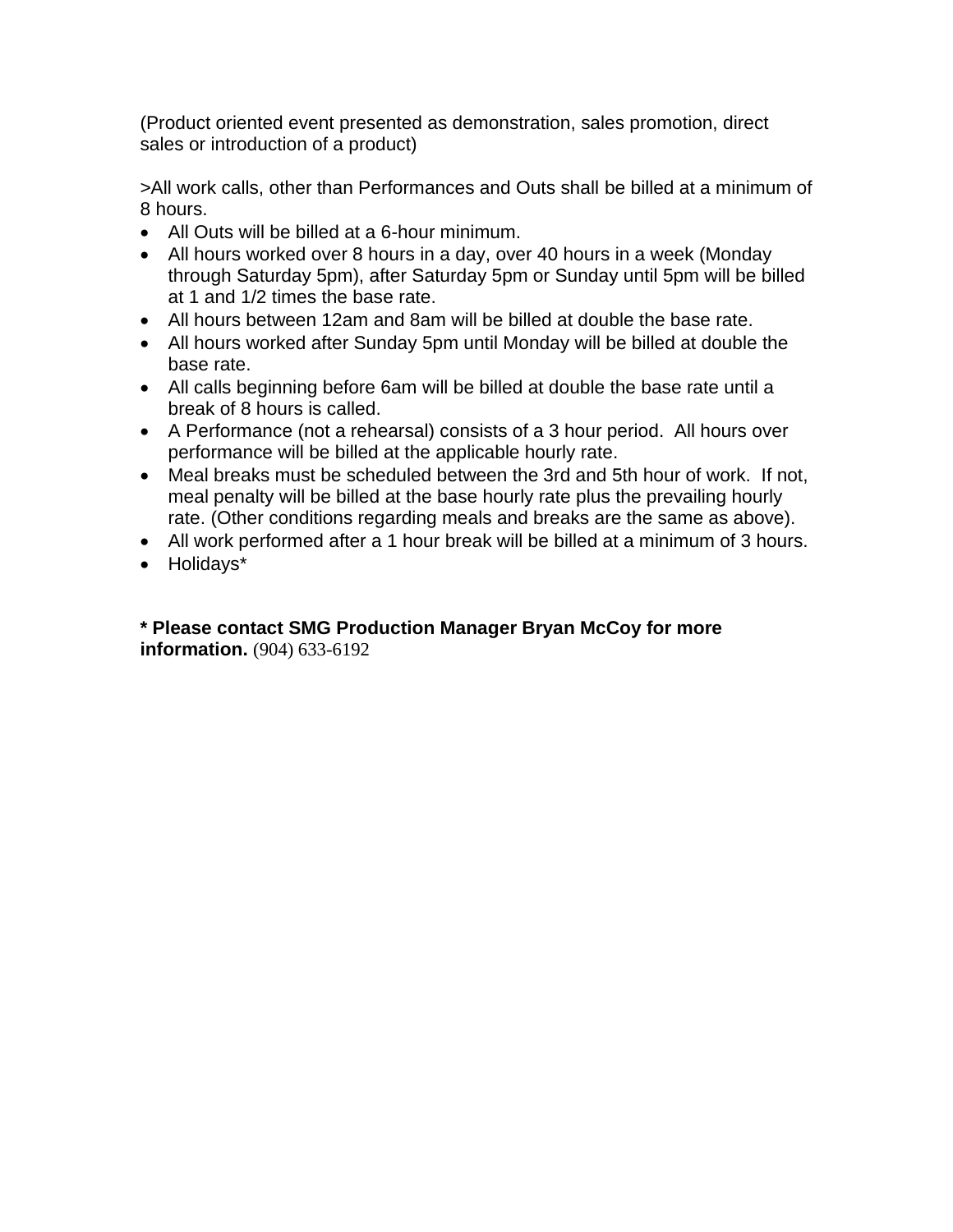(Product oriented event presented as demonstration, sales promotion, direct sales or introduction of a product)

>All work calls, other than Performances and Outs shall be billed at a minimum of 8 hours.

- All Outs will be billed at a 6-hour minimum.
- All hours worked over 8 hours in a day, over 40 hours in a week (Monday through Saturday 5pm), after Saturday 5pm or Sunday until 5pm will be billed at 1 and 1/2 times the base rate.
- All hours between 12am and 8am will be billed at double the base rate.
- All hours worked after Sunday 5pm until Monday will be billed at double the base rate.
- All calls beginning before 6am will be billed at double the base rate until a break of 8 hours is called.
- A Performance (not a rehearsal) consists of a 3 hour period. All hours over performance will be billed at the applicable hourly rate.
- Meal breaks must be scheduled between the 3rd and 5th hour of work. If not, meal penalty will be billed at the base hourly rate plus the prevailing hourly rate. (Other conditions regarding meals and breaks are the same as above).
- All work performed after a 1 hour break will be billed at a minimum of 3 hours.
- Holidays*

**\* Please contact SMG Production Manager Bryan McCoy for more information.** (904) 633-6192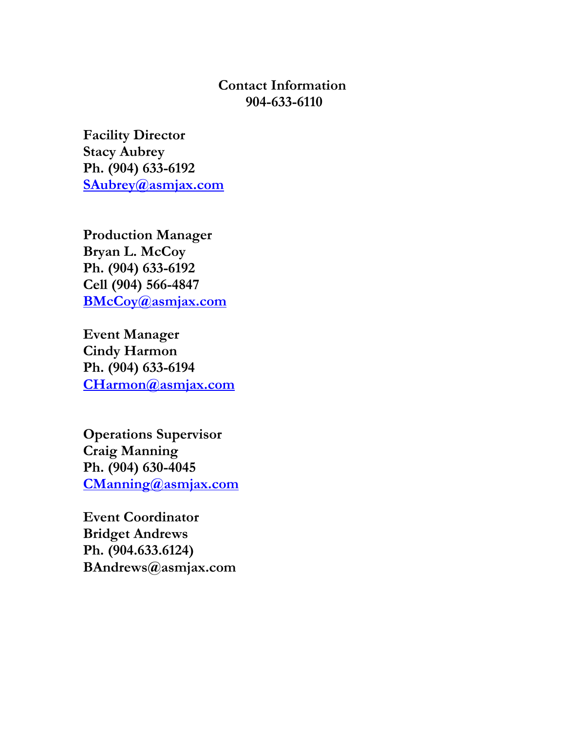## Contact Information
## 904-633-6110

**Facility Director**
**Stacy Aubrey**
**Ph. (904) 633-6192**
**SAubrey@asmjax.com**

**Production Manager**
**Bryan L. McCoy**
**Ph. (904) 633-6192**
**Cell (904) 566-4847**
**BMcCoy@asmjax.com**

**Event Manager**
**Cindy Harmon**
**Ph. (904) 633-6194**
**CHarmon@asmjax.com**

**Operations Supervisor**
**Craig Manning**
**Ph. (904) 630-4045**
**CManning@asmjax.com**

**Event Coordinator**
**Bridget Andrews**
**Ph. (904.633.6124)**
**BAndrews@asmjax.com**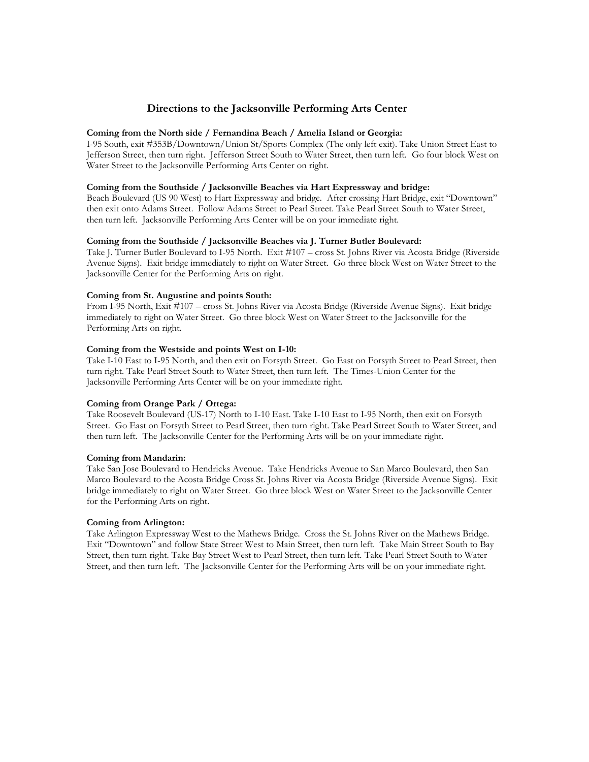# Directions to the Jacksonville Performing Arts Center

**Coming from the North side / Fernandina Beach / Amelia Island or Georgia:**
I-95 South, exit #353B/Downtown/Union St/Sports Complex (The only left exit). Take Union Street East to Jefferson Street, then turn right. Jefferson Street South to Water Street, then turn left. Go four block West on Water Street to the Jacksonville Performing Arts Center on right.

**Coming from the Southside / Jacksonville Beaches via Hart Expressway and bridge:**
Beach Boulevard (US 90 West) to Hart Expressway and bridge. After crossing Hart Bridge, exit "Downtown" then exit onto Adams Street. Follow Adams Street to Pearl Street. Take Pearl Street South to Water Street, then turn left. Jacksonville Performing Arts Center will be on your immediate right.

**Coming from the Southside / Jacksonville Beaches via J. Turner Butler Boulevard:**
Take J. Turner Butler Boulevard to I-95 North. Exit #107 – cross St. Johns River via Acosta Bridge (Riverside Avenue Signs). Exit bridge immediately to right on Water Street. Go three block West on Water Street to the Jacksonville Center for the Performing Arts on right.

**Coming from St. Augustine and points South:**
From I-95 North, Exit #107 – cross St. Johns River via Acosta Bridge (Riverside Avenue Signs). Exit bridge immediately to right on Water Street. Go three block West on Water Street to the Jacksonville for the Performing Arts on right.

**Coming from the Westside and points West on I-10:**
Take I-10 East to I-95 North, and then exit on Forsyth Street. Go East on Forsyth Street to Pearl Street, then turn right. Take Pearl Street South to Water Street, then turn left. The Times-Union Center for the Jacksonville Performing Arts Center will be on your immediate right.

**Coming from Orange Park / Ortega:**
Take Roosevelt Boulevard (US-17) North to I-10 East. Take I-10 East to I-95 North, then exit on Forsyth Street. Go East on Forsyth Street to Pearl Street, then turn right. Take Pearl Street South to Water Street, and then turn left. The Jacksonville Center for the Performing Arts will be on your immediate right.

**Coming from Mandarin:**
Take San Jose Boulevard to Hendricks Avenue. Take Hendricks Avenue to San Marco Boulevard, then San Marco Boulevard to the Acosta Bridge Cross St. Johns River via Acosta Bridge (Riverside Avenue Signs). Exit bridge immediately to right on Water Street. Go three block West on Water Street to the Jacksonville Center for the Performing Arts on right.

**Coming from Arlington:**
Take Arlington Expressway West to the Mathews Bridge. Cross the St. Johns River on the Mathews Bridge. Exit "Downtown" and follow State Street West to Main Street, then turn left. Take Main Street South to Bay Street, then turn right. Take Bay Street West to Pearl Street, then turn left. Take Pearl Street South to Water Street, and then turn left. The Jacksonville Center for the Performing Arts will be on your immediate right.